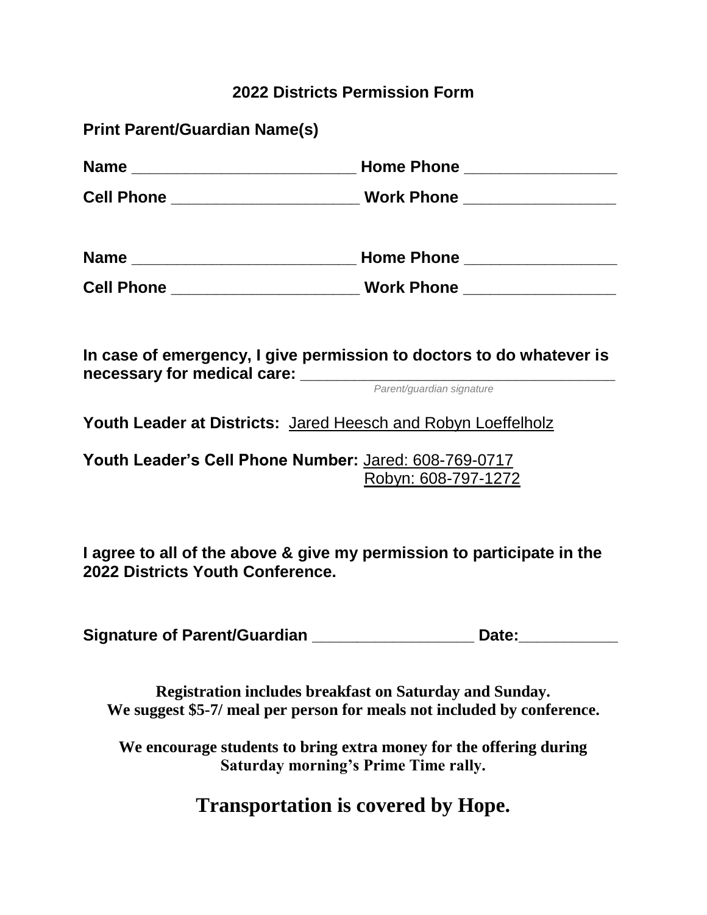## 2022 Districts Permission Form

**Print Parent/Guardian Name(s)**

**Name** __________________________ **Home Phone** _________________

**Cell Phone** ______________________ **Work Phone** _________________

**Name** __________________________ **Home Phone** _________________

**Cell Phone** ______________________ **Work Phone** _________________

**In case of emergency, I give permission to doctors to do whatever is necessary for medical care:** ____________________________________

*Parent/guardian signature*

**Youth Leader at Districts:** Jared Heesch and Robyn Loeffelholz

**Youth Leader's Cell Phone Number:** Jared: 608-769-0717
Robyn: 608-797-1272

**I agree to all of the above & give my permission to participate in the 2022 Districts Youth Conference.**

**Signature of Parent/Guardian** ___________________ **Date:**___________

**Registration includes breakfast on Saturday and Sunday.**
**We suggest $5-7/ meal per person for meals not included by conference.**

**We encourage students to bring extra money for the offering during Saturday morning's Prime Time rally.**

## Transportation is covered by Hope.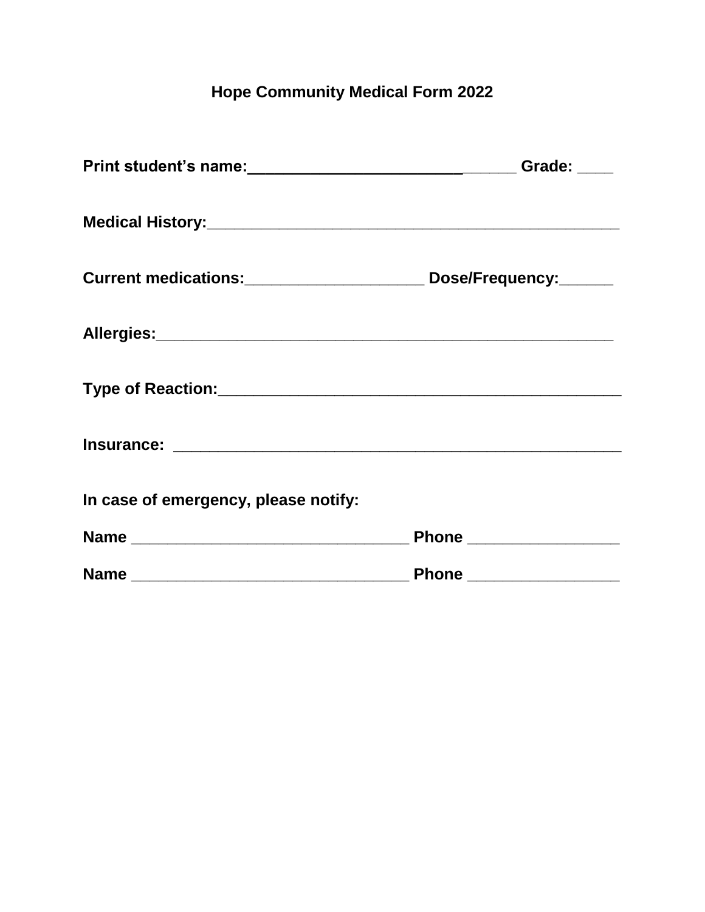# Hope Community Medical Form 2022

**Print student's name:**______________________________ **Grade:** ____

**Medical History:**_______________________________________________

**Current medications:**____________________ **Dose/Frequency:**______

**Allergies:**___________________________________________________

**Type of Reaction:**______________________________________________

**Insurance:** ___________________________________________________

**In case of emergency, please notify:**

**Name** _______________________________ **Phone** ________________

**Name** _______________________________ **Phone** ________________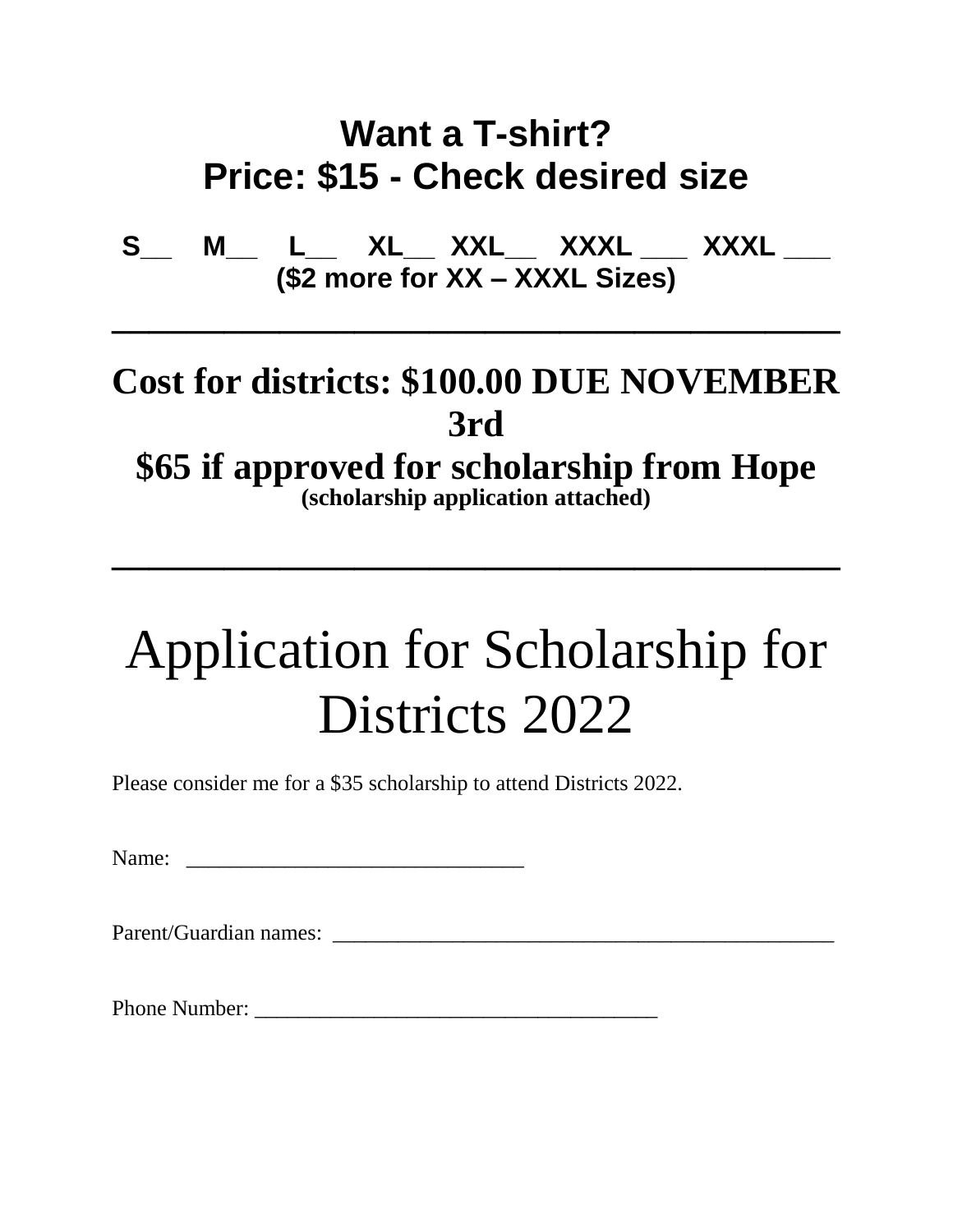**Want a T-shirt?**
**Price: $15 - Check desired size**

**S__ M__ L__ XL__ XXL__ XXXL ___ XXXL ___**
**($2 more for XX – XXXL Sizes)**

---

**Cost for districts: $100.00 DUE NOVEMBER 3rd**
**$65 if approved for scholarship from Hope**
**(scholarship application attached)**

---

# Application for Scholarship for Districts 2022

Please consider me for a $35 scholarship to attend Districts 2022.

Name: _______________________________

Parent/Guardian names: _____________________________________________

Phone Number: _____________________________________